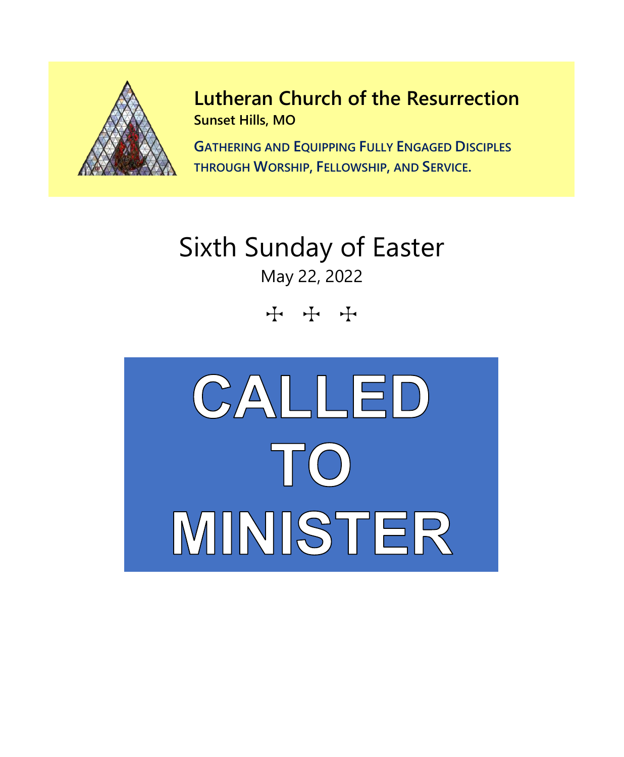# Lutheran Church of the Resurrection

**Sunset Hills, MO**

**GATHERING AND EQUIPPING FULLY ENGAGED DISCIPLES THROUGH WORSHIP, FELLOWSHIP, AND SERVICE.**

# Sixth Sunday of Easter

May 22, 2022

✠ ✠ ✠

# CALLED TO MINISTER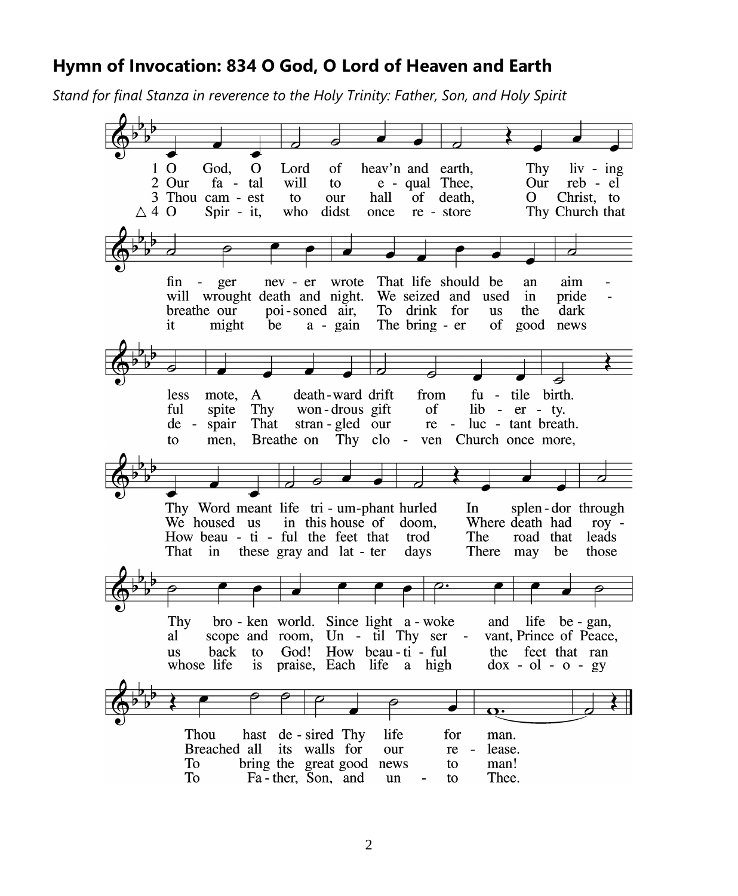## Hymn of Invocation: 834 O God, O Lord of Heaven and Earth

*Stand for final Stanza in reverence to the Holy Trinity: Father, Son, and Holy Spirit*

1 O God, O Lord of heav'n and earth,
Thy living finger never wrote
That life should be an aimless mote,
A deathward drift from futile birth.
Thy Word meant life triumphant hurled
In splendor through Thy broken world.
Since light awoke and life began,
Thou hast desired Thy life for man.

2 Our fatal will to equal Thee,
Our rebel will wrought death and night.
We seized and used in prideful spite
Thy wondrous gift of liberty.
We housed us in this house of doom,
Where death had royal scope and room,
Until Thy servant, Prince of Peace,
Breached all its walls for our release.

3 Thou camest to our hall of death,
O Christ, to breathe our poisoned air,
To drink for us the dark despair
That strangled our reluctant breath.
How beautiful the feet that trod
The road that leads us back to God!
How beautiful the feet that ran
To bring the great good news to man!

△ 4 O Spirit, who didst once restore
Thy Church that it might be again
The bringer of good news to men,
Breathe on Thy cloven Church once more,
That in these gray and later days
There may be those whose life is praise,
Each life a high doxology
To Father, Son, and unto Thee.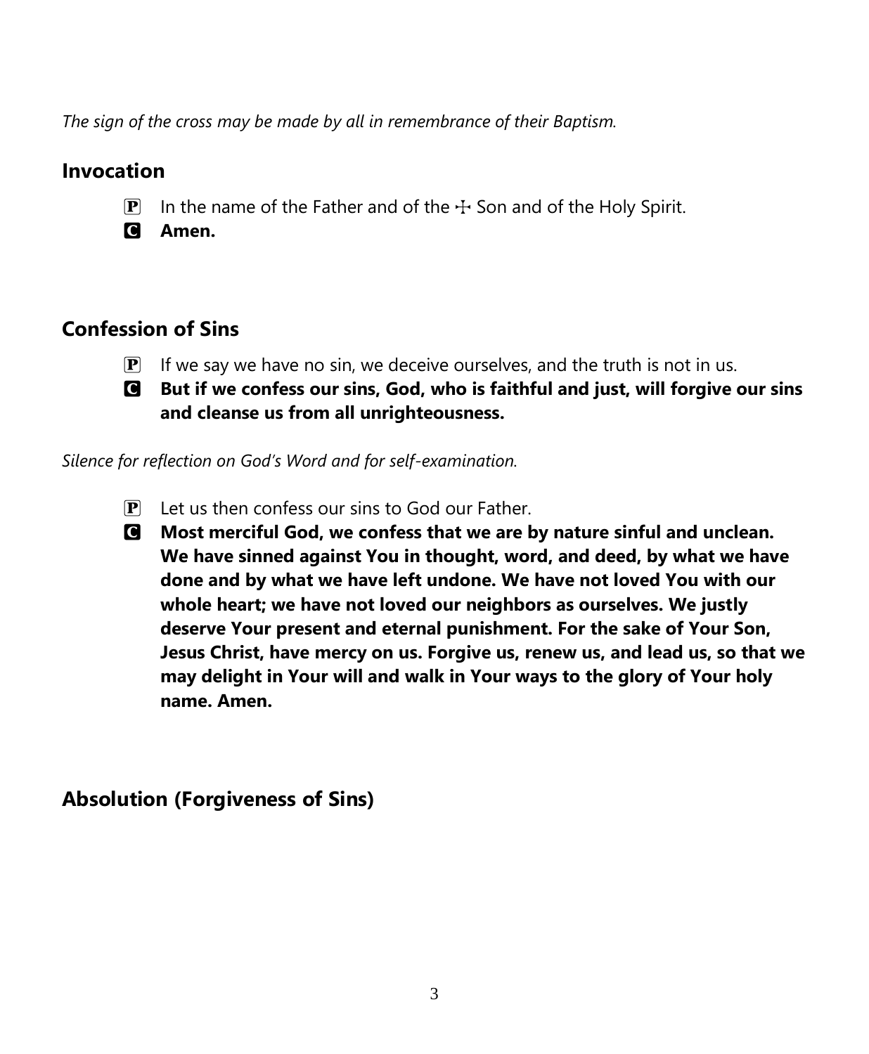*The sign of the cross may be made by all in remembrance of their Baptism.*

## Invocation

P In the name of the Father and of the ☩ Son and of the Holy Spirit.

C **Amen.**

## Confession of Sins

P If we say we have no sin, we deceive ourselves, and the truth is not in us.

C **But if we confess our sins, God, who is faithful and just, will forgive our sins and cleanse us from all unrighteousness.**

*Silence for reflection on God's Word and for self-examination.*

P Let us then confess our sins to God our Father.

C **Most merciful God, we confess that we are by nature sinful and unclean. We have sinned against You in thought, word, and deed, by what we have done and by what we have left undone. We have not loved You with our whole heart; we have not loved our neighbors as ourselves. We justly deserve Your present and eternal punishment. For the sake of Your Son, Jesus Christ, have mercy on us. Forgive us, renew us, and lead us, so that we may delight in Your will and walk in Your ways to the glory of Your holy name. Amen.**

## Absolution (Forgiveness of Sins)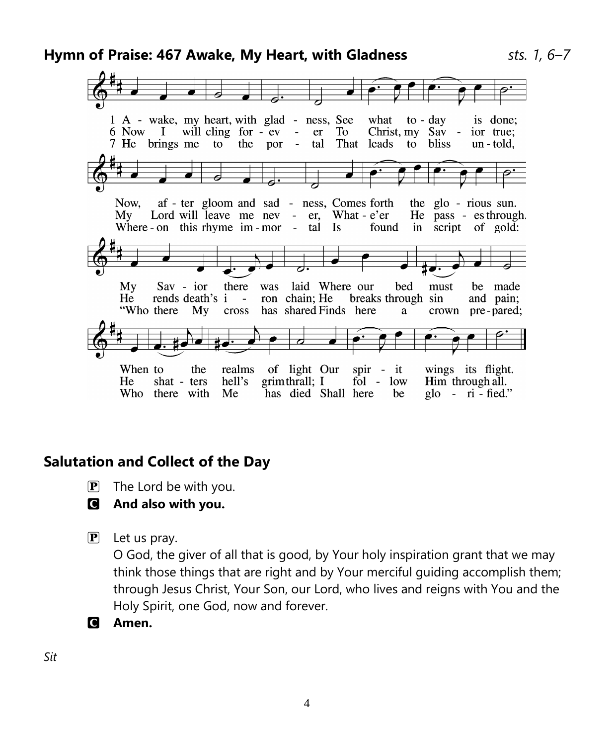## Hymn of Praise: 467 Awake, My Heart, with Gladness *sts. 1, 6–7*

1 Awake, my heart, with gladness, See what today is done;
Now, after gloom and sadness, Comes forth the glorious sun.
My Savior there was laid Where our bed must be made
When to the realms of light Our spirit wings its flight.

6 Now I will cling forever To Christ, my Savior true;
My Lord will leave me never, What-e'er He passes through.
He rends death's iron chain; He breaks through sin and pain;
He shatters hell's grim thrall; I follow Him through all.

7 He brings me to the portal That leads to bliss untold,
Whereon this rhyme immortal Is found in script of gold:
"Who there My cross has shared Finds here a crown prepared;
Who there with Me has died Shall here be glorified."

## Salutation and Collect of the Day

P The Lord be with you.

C **And also with you.**

P Let us pray.
O God, the giver of all that is good, by Your holy inspiration grant that we may think those things that are right and by Your merciful guiding accomplish them; through Jesus Christ, Your Son, our Lord, who lives and reigns with You and the Holy Spirit, one God, now and forever.

C **Amen.**

*Sit*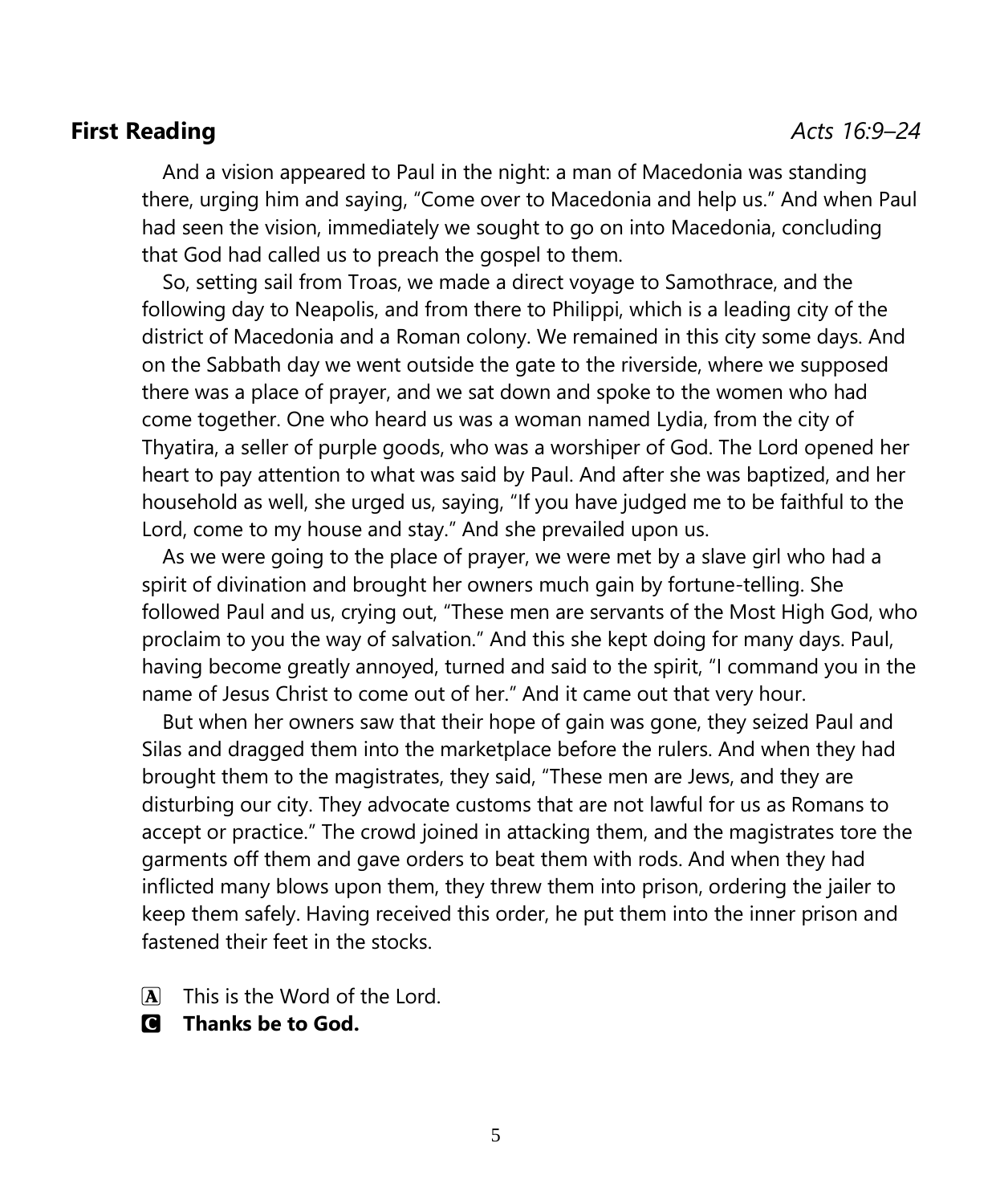**First Reading** *Acts 16:9–24*

And a vision appeared to Paul in the night: a man of Macedonia was standing there, urging him and saying, "Come over to Macedonia and help us." And when Paul had seen the vision, immediately we sought to go on into Macedonia, concluding that God had called us to preach the gospel to them.

So, setting sail from Troas, we made a direct voyage to Samothrace, and the following day to Neapolis, and from there to Philippi, which is a leading city of the district of Macedonia and a Roman colony. We remained in this city some days. And on the Sabbath day we went outside the gate to the riverside, where we supposed there was a place of prayer, and we sat down and spoke to the women who had come together. One who heard us was a woman named Lydia, from the city of Thyatira, a seller of purple goods, who was a worshiper of God. The Lord opened her heart to pay attention to what was said by Paul. And after she was baptized, and her household as well, she urged us, saying, "If you have judged me to be faithful to the Lord, come to my house and stay." And she prevailed upon us.

As we were going to the place of prayer, we were met by a slave girl who had a spirit of divination and brought her owners much gain by fortune-telling. She followed Paul and us, crying out, "These men are servants of the Most High God, who proclaim to you the way of salvation." And this she kept doing for many days. Paul, having become greatly annoyed, turned and said to the spirit, "I command you in the name of Jesus Christ to come out of her." And it came out that very hour.

But when her owners saw that their hope of gain was gone, they seized Paul and Silas and dragged them into the marketplace before the rulers. And when they had brought them to the magistrates, they said, "These men are Jews, and they are disturbing our city. They advocate customs that are not lawful for us as Romans to accept or practice." The crowd joined in attacking them, and the magistrates tore the garments off them and gave orders to beat them with rods. And when they had inflicted many blows upon them, they threw them into prison, ordering the jailer to keep them safely. Having received this order, he put them into the inner prison and fastened their feet in the stocks.

A This is the Word of the Lord.

C **Thanks be to God.**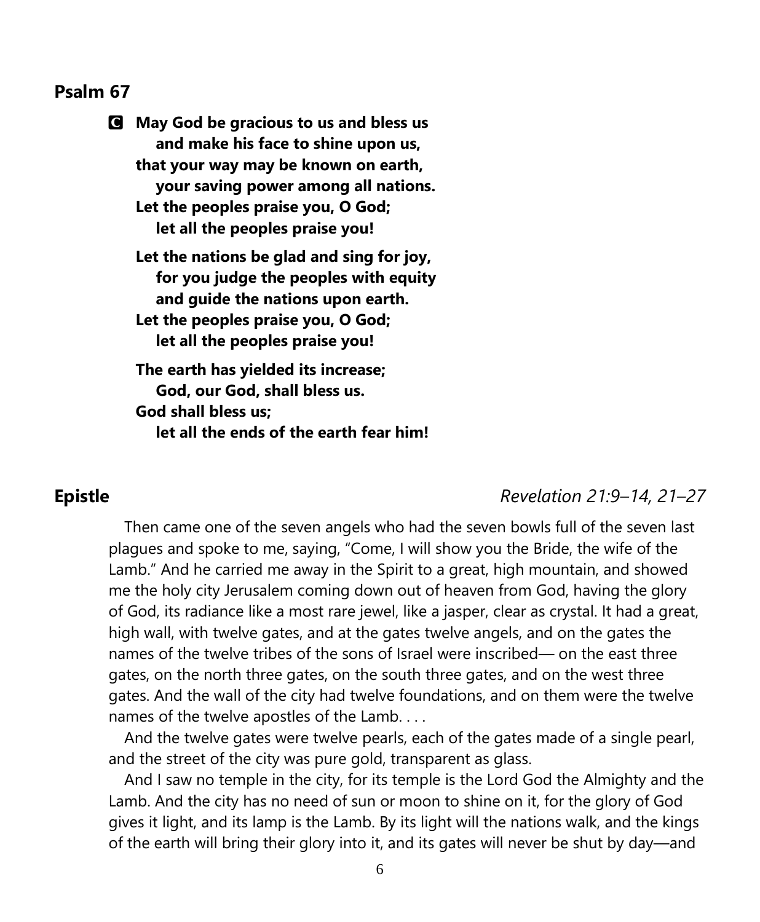## Psalm 67

**C** **May God be gracious to us and bless us**
**and make his face to shine upon us,**
**that your way may be known on earth,**
**your saving power among all nations.**
**Let the peoples praise you, O God;**
**let all the peoples praise you!**

**Let the nations be glad and sing for joy,**
**for you judge the peoples with equity**
**and guide the nations upon earth.**
**Let the peoples praise you, O God;**
**let all the peoples praise you!**

**The earth has yielded its increase;**
**God, our God, shall bless us.**
**God shall bless us;**
**let all the ends of the earth fear him!**

## Epistle *Revelation 21:9–14, 21–27*

Then came one of the seven angels who had the seven bowls full of the seven last plagues and spoke to me, saying, "Come, I will show you the Bride, the wife of the Lamb." And he carried me away in the Spirit to a great, high mountain, and showed me the holy city Jerusalem coming down out of heaven from God, having the glory of God, its radiance like a most rare jewel, like a jasper, clear as crystal. It had a great, high wall, with twelve gates, and at the gates twelve angels, and on the gates the names of the twelve tribes of the sons of Israel were inscribed— on the east three gates, on the north three gates, on the south three gates, and on the west three gates. And the wall of the city had twelve foundations, and on them were the twelve names of the twelve apostles of the Lamb. . . .

And the twelve gates were twelve pearls, each of the gates made of a single pearl, and the street of the city was pure gold, transparent as glass.

And I saw no temple in the city, for its temple is the Lord God the Almighty and the Lamb. And the city has no need of sun or moon to shine on it, for the glory of God gives it light, and its lamp is the Lamb. By its light will the nations walk, and the kings of the earth will bring their glory into it, and its gates will never be shut by day—and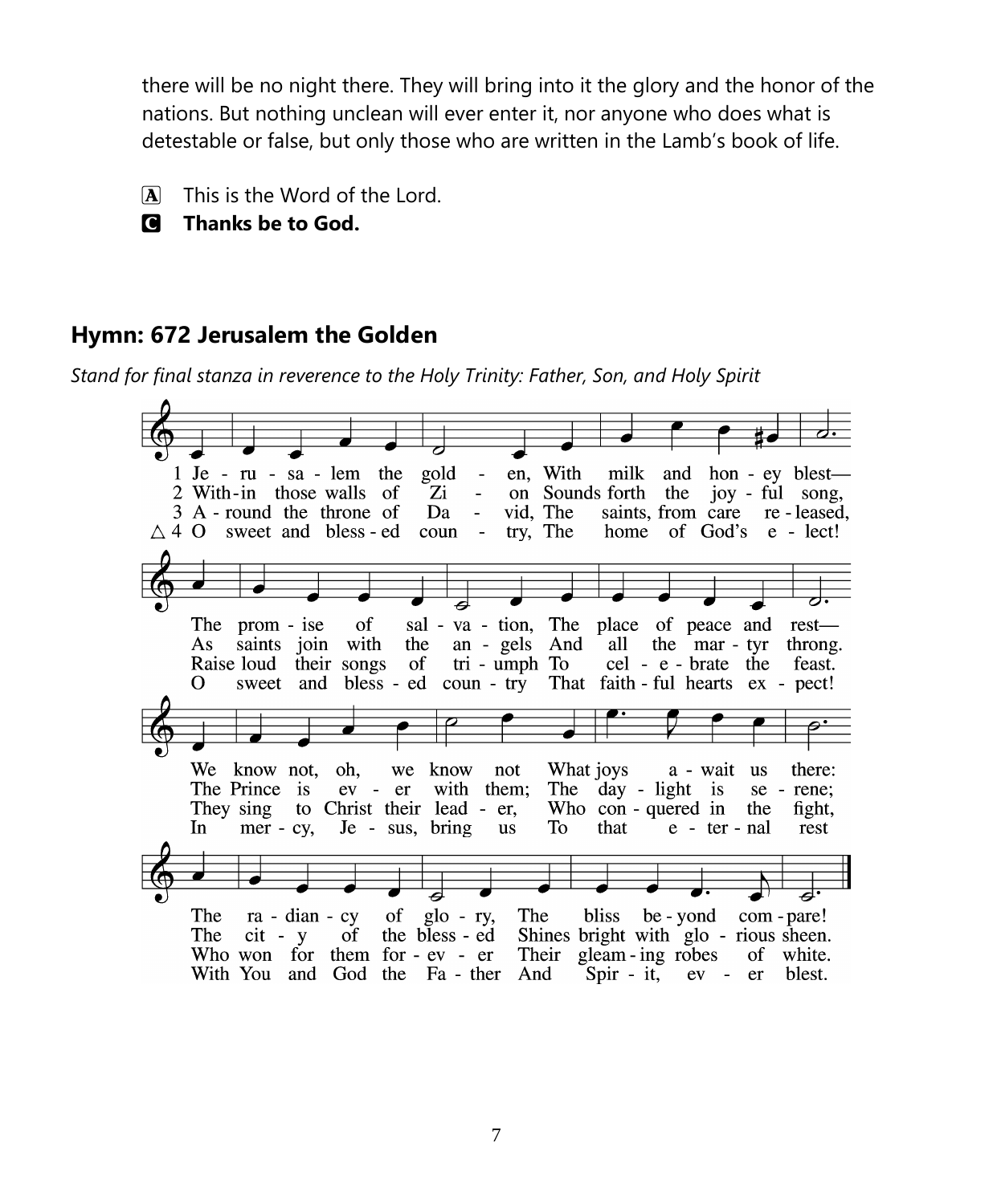there will be no night there. They will bring into it the glory and the honor of the nations. But nothing unclean will ever enter it, nor anyone who does what is detestable or false, but only those who are written in the Lamb's book of life.

A This is the Word of the Lord.

C **Thanks be to God.**

## Hymn: 672 Jerusalem the Golden

*Stand for final stanza in reverence to the Holy Trinity: Father, Son, and Holy Spirit*

1 Jerusalem the golden, With milk and honey blest—
The promise of salvation, The place of peace and rest—
We know not, oh, we know not What joys await us there:
The radiancy of glory, The bliss beyond compare!

2 Within those walls of Zion Sounds forth the joyful song,
As saints join with the angels And all the martyr throng.
The Prince is ever with them; The daylight is serene;
The city of the blessed Shines bright with glorious sheen.

3 Around the throne of David, The saints, from care released,
Raise loud their songs of triumph To celebrate the feast.
They sing to Christ their leader, Who conquered in the fight,
Who won for them forever Their gleaming robes of white.

△ 4 O sweet and blessed country, The home of God's elect!
O sweet and blessed country That faithful hearts expect!
In mercy, Jesus, bring us To that eternal rest
With You and God the Father And Spirit, ever blest.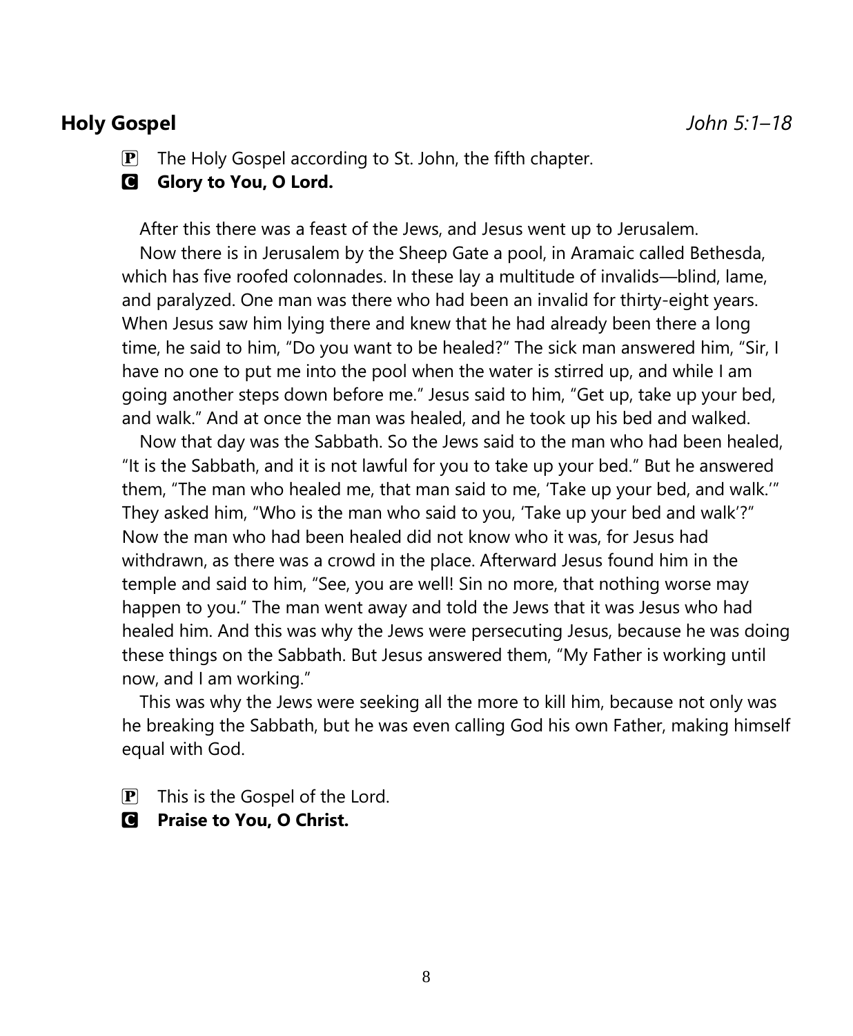## Holy Gospel *John 5:1–18*

P The Holy Gospel according to St. John, the fifth chapter.

C **Glory to You, O Lord.**

After this there was a feast of the Jews, and Jesus went up to Jerusalem.

Now there is in Jerusalem by the Sheep Gate a pool, in Aramaic called Bethesda, which has five roofed colonnades. In these lay a multitude of invalids—blind, lame, and paralyzed. One man was there who had been an invalid for thirty-eight years. When Jesus saw him lying there and knew that he had already been there a long time, he said to him, "Do you want to be healed?" The sick man answered him, "Sir, I have no one to put me into the pool when the water is stirred up, and while I am going another steps down before me." Jesus said to him, "Get up, take up your bed, and walk." And at once the man was healed, and he took up his bed and walked.

Now that day was the Sabbath. So the Jews said to the man who had been healed, "It is the Sabbath, and it is not lawful for you to take up your bed." But he answered them, "The man who healed me, that man said to me, 'Take up your bed, and walk.'" They asked him, "Who is the man who said to you, 'Take up your bed and walk'?" Now the man who had been healed did not know who it was, for Jesus had withdrawn, as there was a crowd in the place. Afterward Jesus found him in the temple and said to him, "See, you are well! Sin no more, that nothing worse may happen to you." The man went away and told the Jews that it was Jesus who had healed him. And this was why the Jews were persecuting Jesus, because he was doing these things on the Sabbath. But Jesus answered them, "My Father is working until now, and I am working."

This was why the Jews were seeking all the more to kill him, because not only was he breaking the Sabbath, but he was even calling God his own Father, making himself equal with God.

P This is the Gospel of the Lord.

C **Praise to You, O Christ.**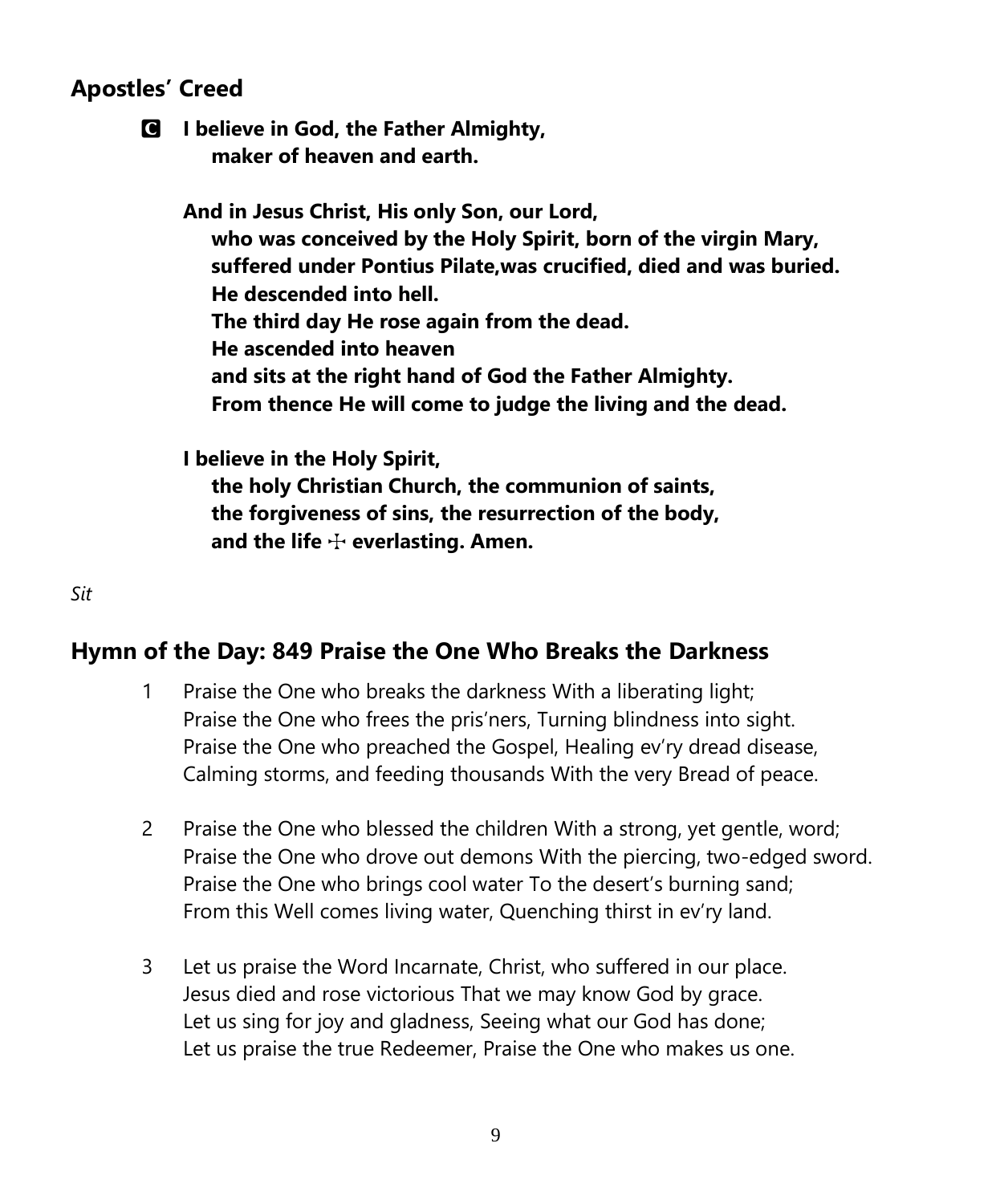## Apostles' Creed

**C** **I believe in God, the Father Almighty,**
**maker of heaven and earth.**

**And in Jesus Christ, His only Son, our Lord,**
**who was conceived by the Holy Spirit, born of the virgin Mary,**
**suffered under Pontius Pilate,was crucified, died and was buried.**
**He descended into hell.**
**The third day He rose again from the dead.**
**He ascended into heaven**
**and sits at the right hand of God the Father Almighty.**
**From thence He will come to judge the living and the dead.**

**I believe in the Holy Spirit,**
**the holy Christian Church, the communion of saints,**
**the forgiveness of sins, the resurrection of the body,**
**and the life ☩ everlasting. Amen.**

*Sit*

## Hymn of the Day: 849 Praise the One Who Breaks the Darkness

1 Praise the One who breaks the darkness With a liberating light;
Praise the One who frees the pris'ners, Turning blindness into sight.
Praise the One who preached the Gospel, Healing ev'ry dread disease,
Calming storms, and feeding thousands With the very Bread of peace.

2 Praise the One who blessed the children With a strong, yet gentle, word;
Praise the One who drove out demons With the piercing, two-edged sword.
Praise the One who brings cool water To the desert's burning sand;
From this Well comes living water, Quenching thirst in ev'ry land.

3 Let us praise the Word Incarnate, Christ, who suffered in our place.
Jesus died and rose victorious That we may know God by grace.
Let us sing for joy and gladness, Seeing what our God has done;
Let us praise the true Redeemer, Praise the One who makes us one.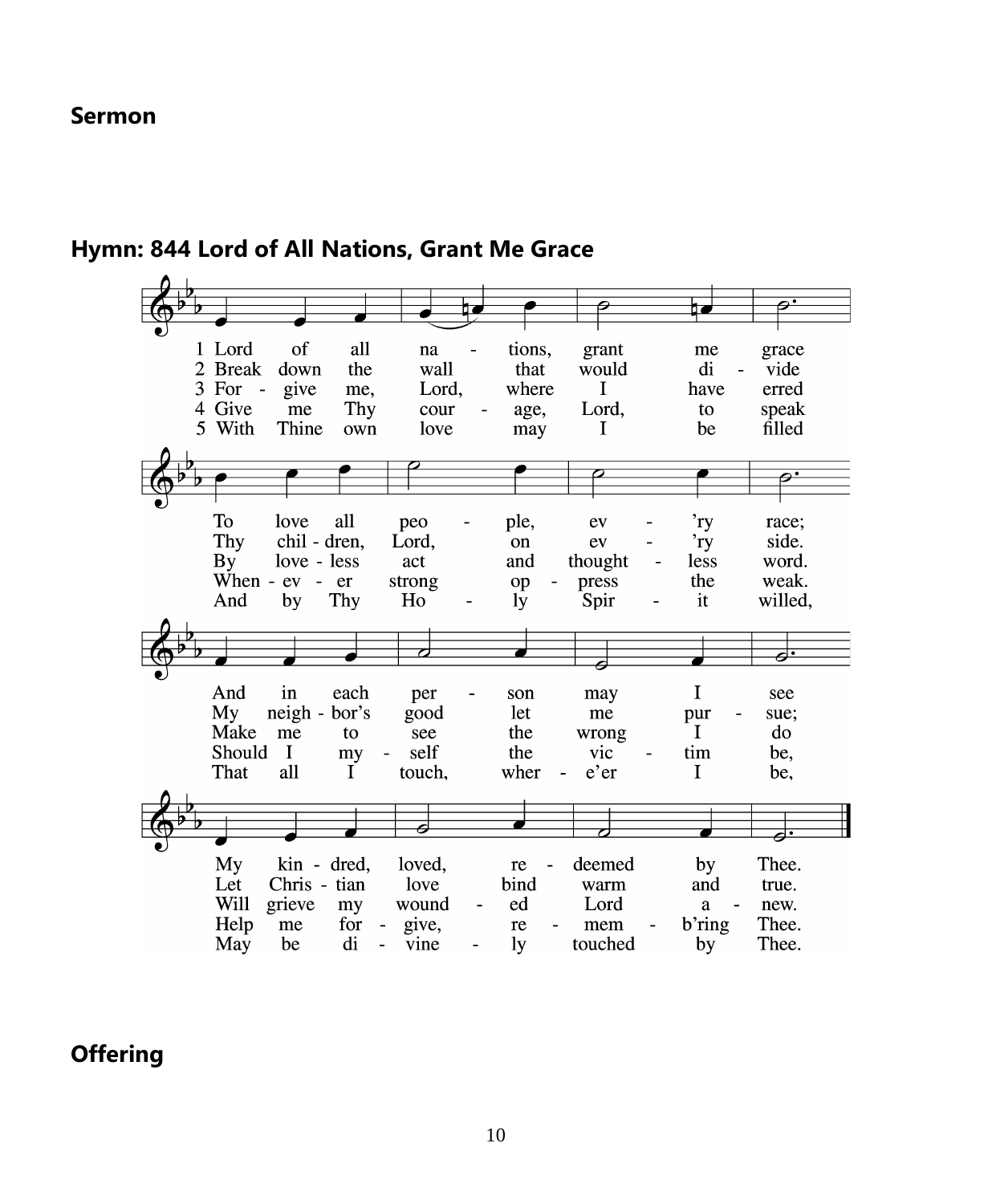## Sermon

## Hymn: 844 Lord of All Nations, Grant Me Grace

1 Lord of all nations, grant me grace
To love all people, ev'ry race;
And in each person may I see
My kindred, loved, redeemed by Thee.

2 Break down the wall that would divide
Thy children, Lord, on ev'ry side.
My neighbor's good let me pursue;
Let Christian love bind warm and true.

3 Forgive me, Lord, where I have erred
By loveless act and thoughtless word.
Make me to see the wrong I do
Will grieve my wounded Lord anew.

4 Give me Thy courage, Lord, to speak
Whenever strong oppress the weak.
Should I myself the victim be,
Help me forgive, rememb'ring Thee.

5 With Thine own love may I be filled
And by Thy Holy Spirit willed,
That all I touch, where'er I be,
May be divinely touched by Thee.

## Offering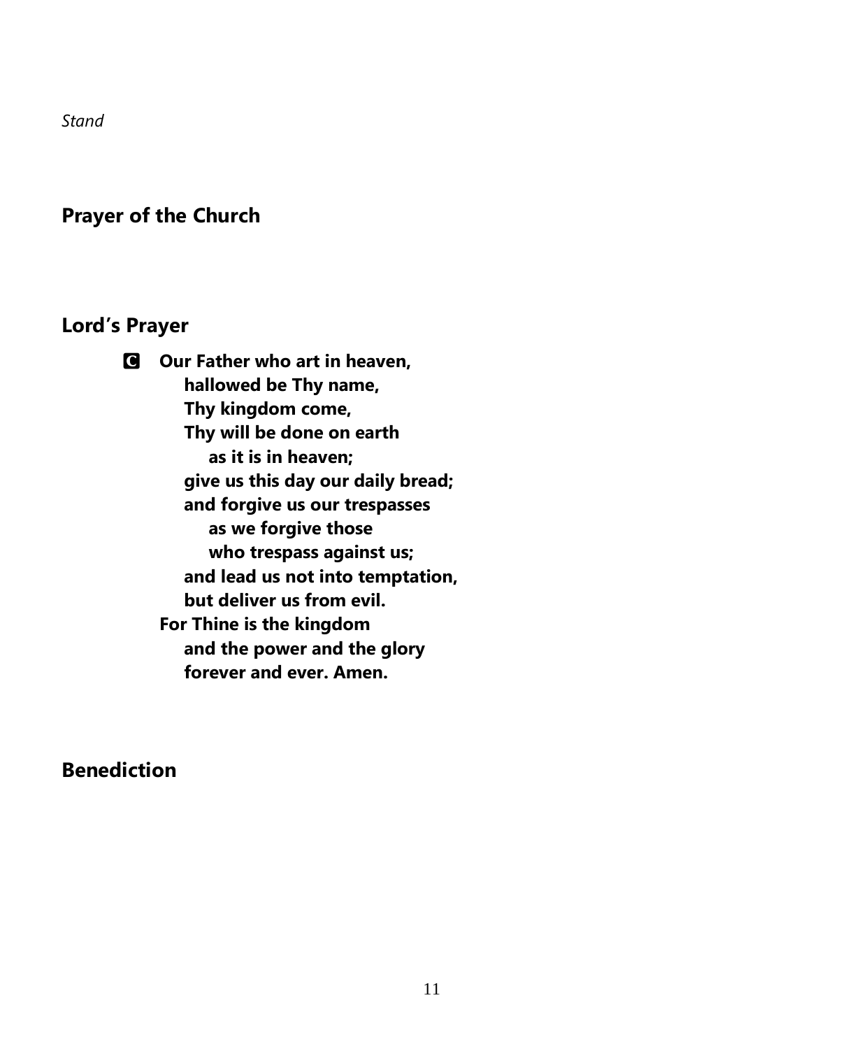*Stand*

## Prayer of the Church

## Lord's Prayer

**C Our Father who art in heaven,**
**hallowed be Thy name,**
**Thy kingdom come,**
**Thy will be done on earth**
**as it is in heaven;**
**give us this day our daily bread;**
**and forgive us our trespasses**
**as we forgive those**
**who trespass against us;**
**and lead us not into temptation,**
**but deliver us from evil.**
**For Thine is the kingdom**
**and the power and the glory**
**forever and ever. Amen.**

## Benediction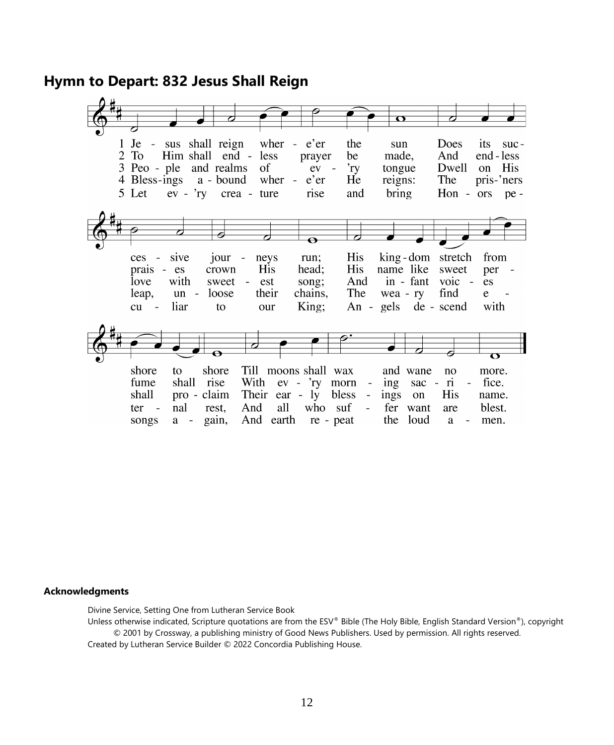## Hymn to Depart: 832 Jesus Shall Reign

1 Jesus shall reign where-e'er the sun
Does its successive journeys run;
His kingdom stretch from shore to shore
Till moons shall wax and wane no more.

2 To Him shall endless prayer be made,
And endless praises crown His head;
His name like sweet perfume shall rise
With ev'ry morning sacrifice.

3 People and realms of ev'ry tongue
Dwell on His love with sweetest song;
And infant voices shall proclaim
Their early blessings on His name.

4 Blessings abound wher-e'er He reigns:
The pris'ners leap, unloose their chains,
The weary find eternal rest,
And all who suffer want are blest.

5 Let ev'ry creature rise and bring
Honors peculiar to our King;
Angels descend with songs again,
And earth repeat the loud amen.

**Acknowledgments**

Divine Service, Setting One from Lutheran Service Book

Unless otherwise indicated, Scripture quotations are from the ESV® Bible (The Holy Bible, English Standard Version®), copyright © 2001 by Crossway, a publishing ministry of Good News Publishers. Used by permission. All rights reserved.

Created by Lutheran Service Builder © 2022 Concordia Publishing House.